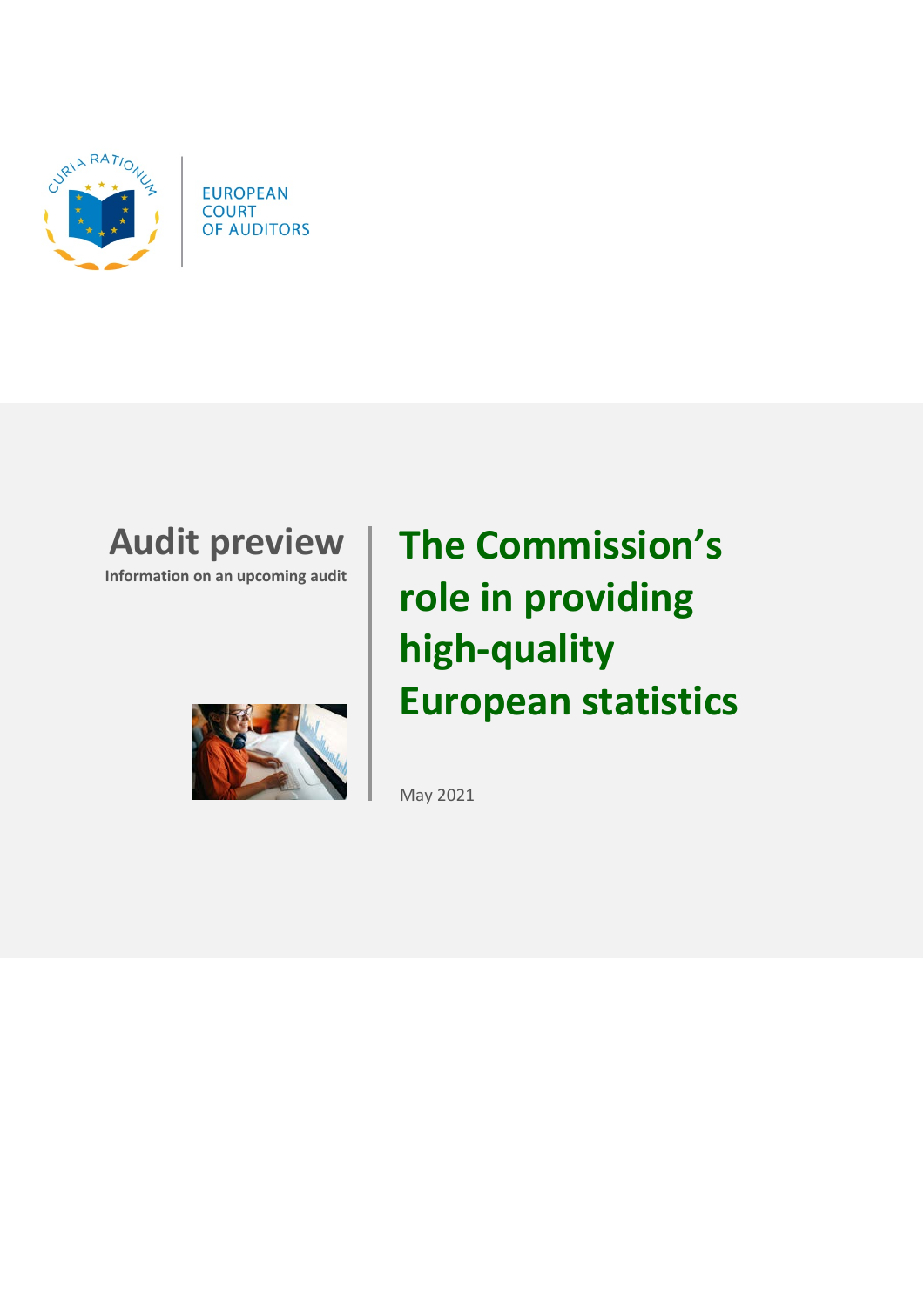EUROPEAN COURT OF AUDITORS

# Audit preview

**Information on an upcoming audit**

# The Commission's role in providing high-quality European statistics

May 2021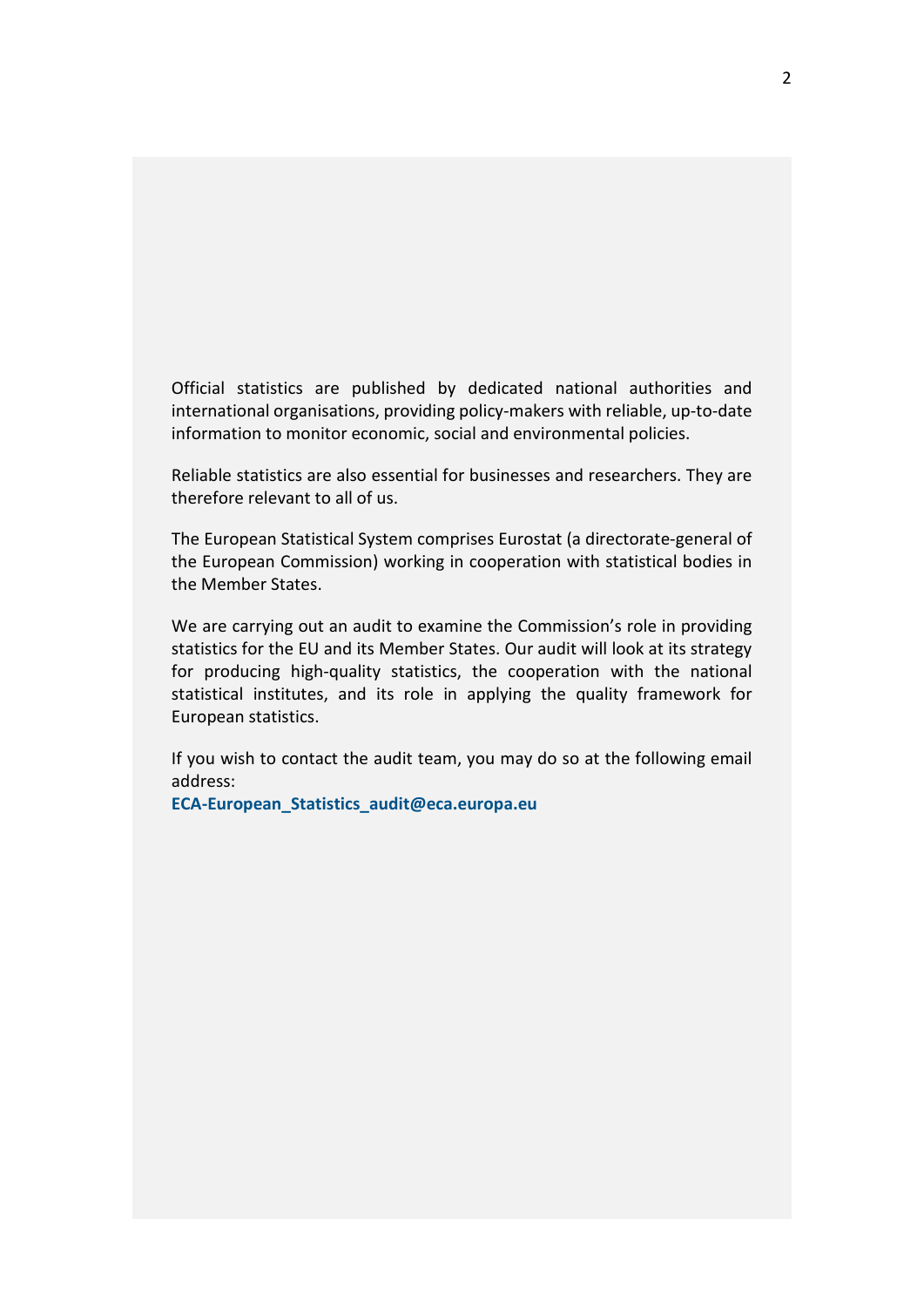Official statistics are published by dedicated national authorities and international organisations, providing policy-makers with reliable, up-to-date information to monitor economic, social and environmental policies.

Reliable statistics are also essential for businesses and researchers. They are therefore relevant to all of us.

The European Statistical System comprises Eurostat (a directorate-general of the European Commission) working in cooperation with statistical bodies in the Member States.

We are carrying out an audit to examine the Commission's role in providing statistics for the EU and its Member States. Our audit will look at its strategy for producing high-quality statistics, the cooperation with the national statistical institutes, and its role in applying the quality framework for European statistics.

If you wish to contact the audit team, you may do so at the following email address:
**ECA-European_Statistics_audit@eca.europa.eu**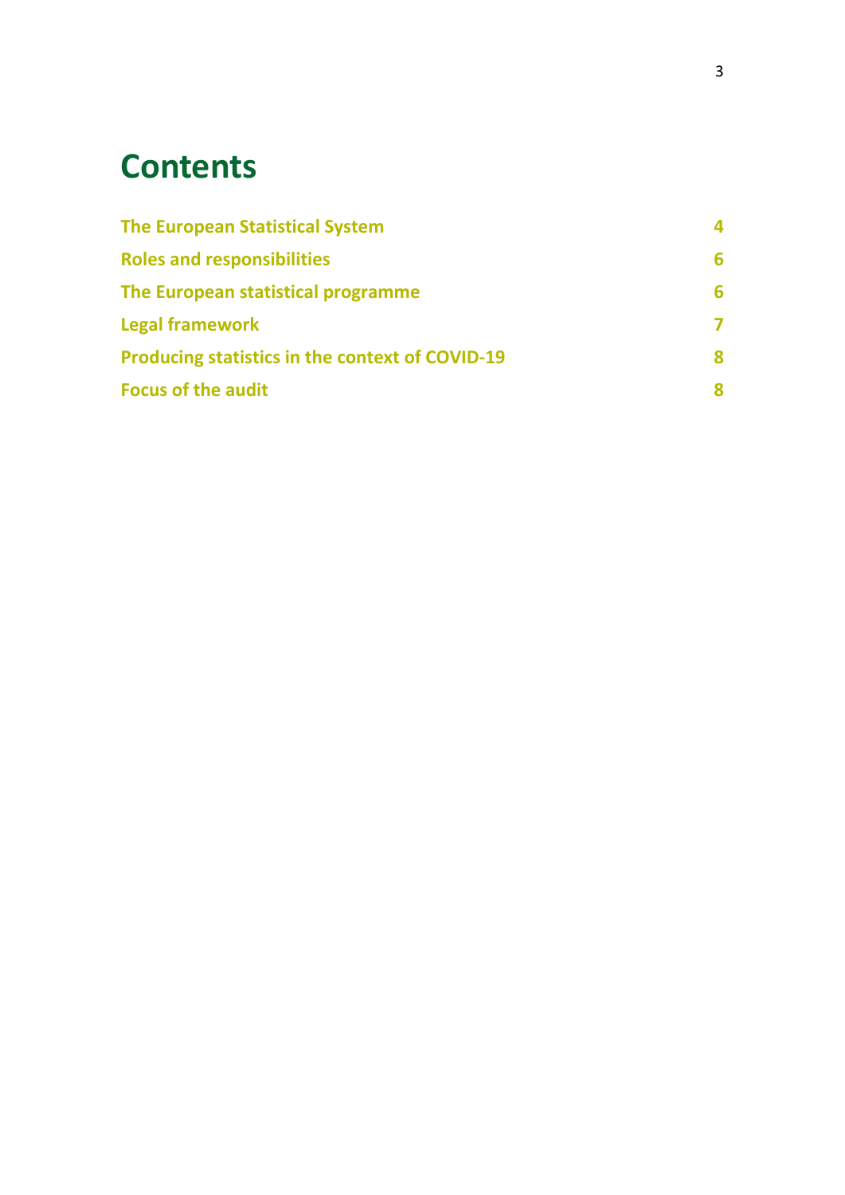# Contents

| | |
|---|---|
| **The European Statistical System** | **4** |
| **Roles and responsibilities** | **6** |
| **The European statistical programme** | **6** |
| **Legal framework** | **7** |
| **Producing statistics in the context of COVID-19** | **8** |
| **Focus of the audit** | **8** |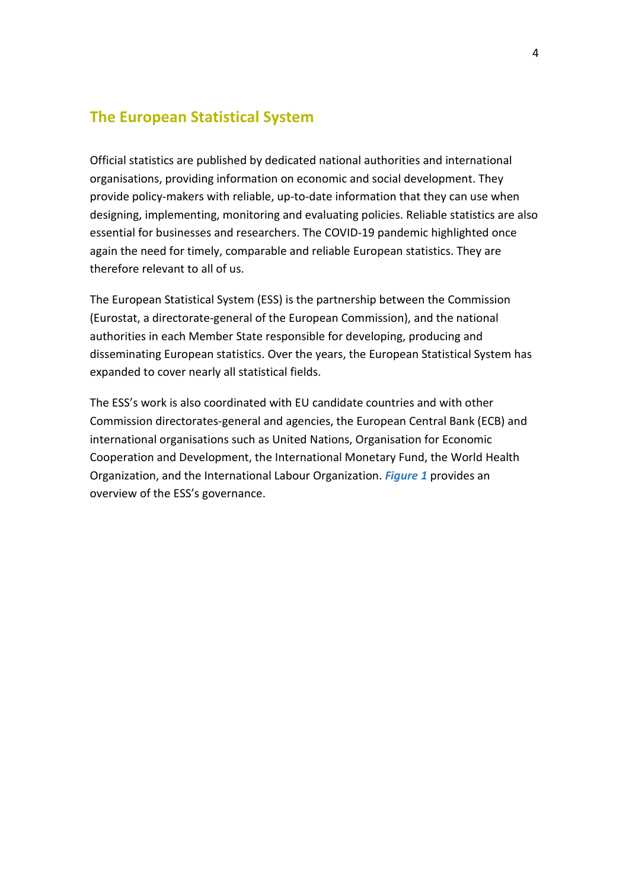## The European Statistical System

Official statistics are published by dedicated national authorities and international organisations, providing information on economic and social development. They provide policy-makers with reliable, up-to-date information that they can use when designing, implementing, monitoring and evaluating policies. Reliable statistics are also essential for businesses and researchers. The COVID-19 pandemic highlighted once again the need for timely, comparable and reliable European statistics. They are therefore relevant to all of us.

The European Statistical System (ESS) is the partnership between the Commission (Eurostat, a directorate-general of the European Commission), and the national authorities in each Member State responsible for developing, producing and disseminating European statistics. Over the years, the European Statistical System has expanded to cover nearly all statistical fields.

The ESS's work is also coordinated with EU candidate countries and with other Commission directorates-general and agencies, the European Central Bank (ECB) and international organisations such as United Nations, Organisation for Economic Cooperation and Development, the International Monetary Fund, the World Health Organization, and the International Labour Organization. ***Figure 1*** provides an overview of the ESS's governance.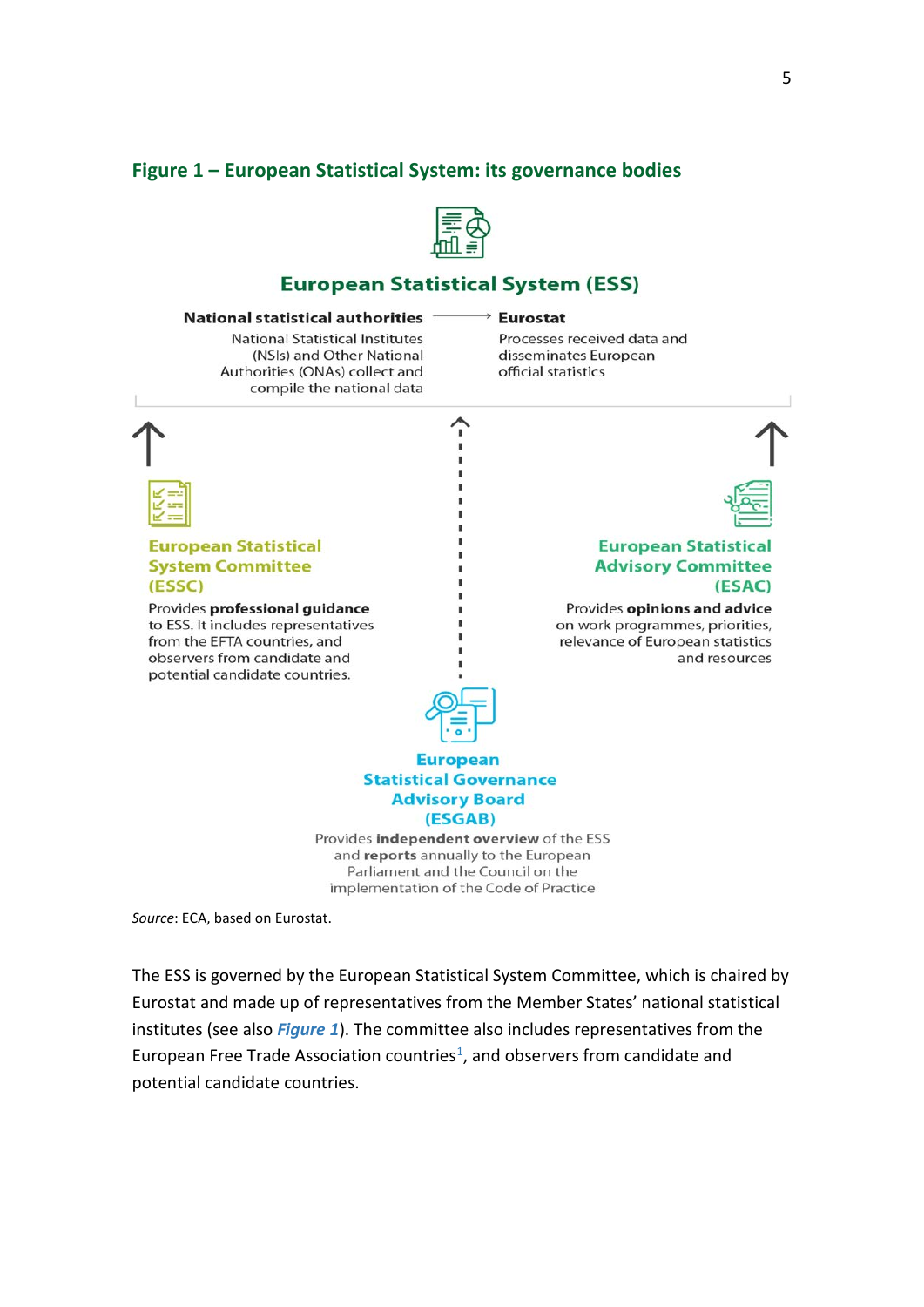### Figure 1 – European Statistical System: its governance bodies

**European Statistical System (ESS)**

**National statistical authorities**
National Statistical Institutes (NSIs) and Other National Authorities (ONAs) collect and compile the national data

**Eurostat**
Processes received data and disseminates European official statistics

**European Statistical System Committee (ESSC)**
Provides **professional guidance** to ESS. It includes representatives from the EFTA countries, and observers from candidate and potential candidate countries.

**European Statistical Advisory Committee (ESAC)**
Provides **opinions and advice** on work programmes, priorities, relevance of European statistics and resources

**European Statistical Governance Advisory Board (ESGAB)**
Provides **independent overview** of the ESS and **reports** annually to the European Parliament and the Council on the implementation of the Code of Practice

*Source*: ECA, based on Eurostat.

The ESS is governed by the European Statistical System Committee, which is chaired by Eurostat and made up of representatives from the Member States' national statistical institutes (see also ***Figure 1***). The committee also includes representatives from the European Free Trade Association countries[1], and observers from candidate and potential candidate countries.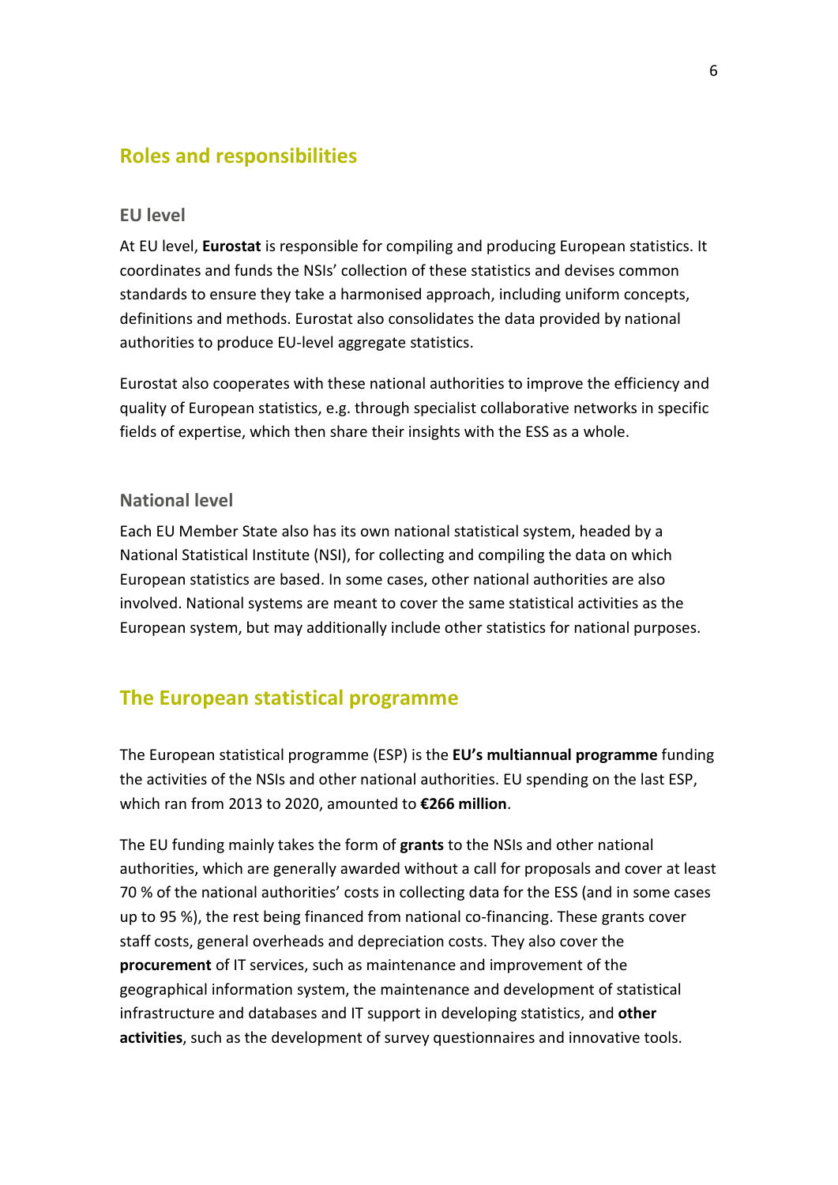## Roles and responsibilities

### EU level

At EU level, **Eurostat** is responsible for compiling and producing European statistics. It coordinates and funds the NSIs' collection of these statistics and devises common standards to ensure they take a harmonised approach, including uniform concepts, definitions and methods. Eurostat also consolidates the data provided by national authorities to produce EU-level aggregate statistics.

Eurostat also cooperates with these national authorities to improve the efficiency and quality of European statistics, e.g. through specialist collaborative networks in specific fields of expertise, which then share their insights with the ESS as a whole.

### National level

Each EU Member State also has its own national statistical system, headed by a National Statistical Institute (NSI), for collecting and compiling the data on which European statistics are based. In some cases, other national authorities are also involved. National systems are meant to cover the same statistical activities as the European system, but may additionally include other statistics for national purposes.

## The European statistical programme

The European statistical programme (ESP) is the **EU's multiannual programme** funding the activities of the NSIs and other national authorities. EU spending on the last ESP, which ran from 2013 to 2020, amounted to **€266 million**.

The EU funding mainly takes the form of **grants** to the NSIs and other national authorities, which are generally awarded without a call for proposals and cover at least 70 % of the national authorities' costs in collecting data for the ESS (and in some cases up to 95 %), the rest being financed from national co-financing. These grants cover staff costs, general overheads and depreciation costs. They also cover the **procurement** of IT services, such as maintenance and improvement of the geographical information system, the maintenance and development of statistical infrastructure and databases and IT support in developing statistics, and **other activities**, such as the development of survey questionnaires and innovative tools.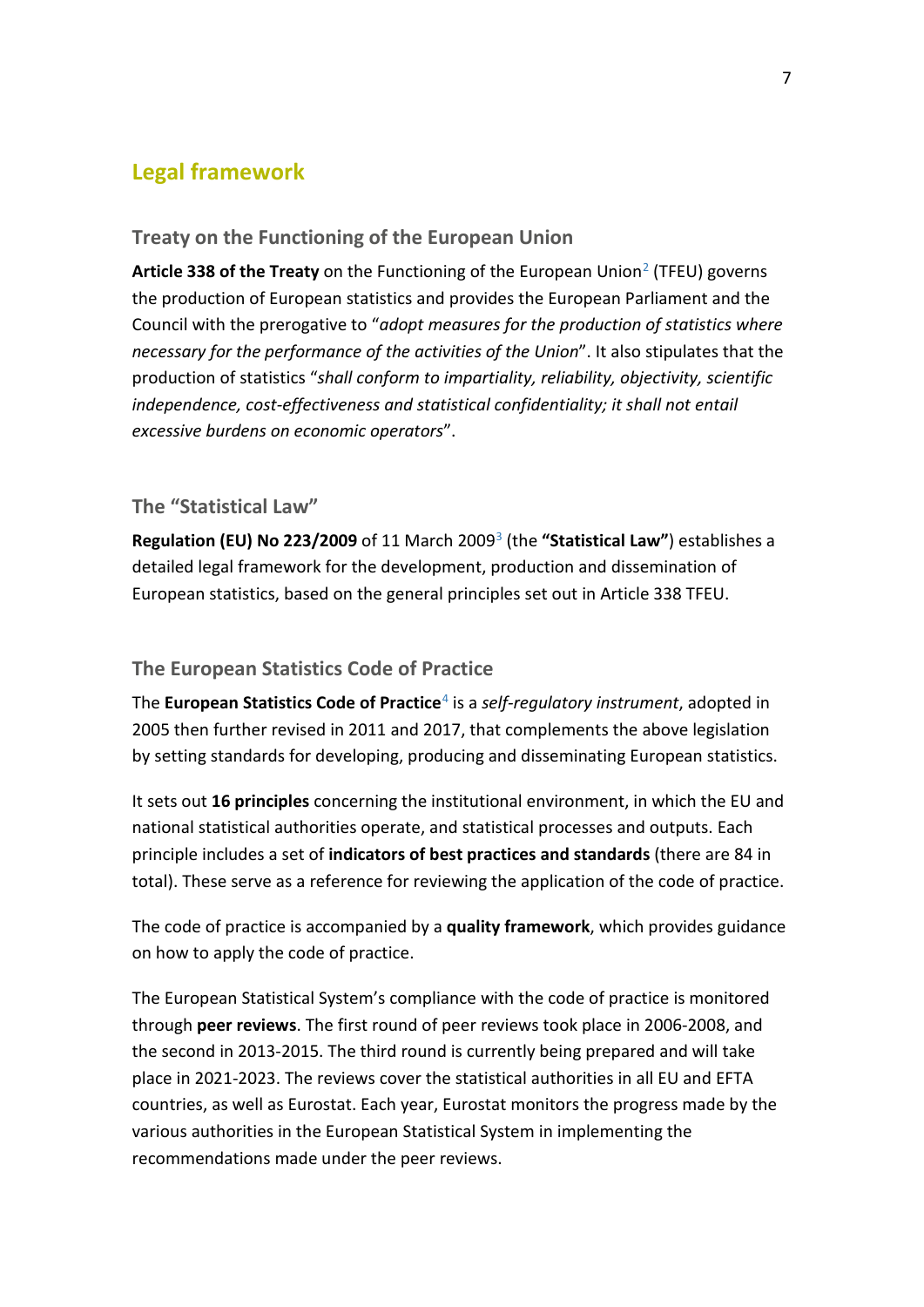## Legal framework

### Treaty on the Functioning of the European Union

**Article 338 of the Treaty** on the Functioning of the European Union[2] (TFEU) governs the production of European statistics and provides the European Parliament and the Council with the prerogative to "*adopt measures for the production of statistics where necessary for the performance of the activities of the Union*". It also stipulates that the production of statistics "*shall conform to impartiality, reliability, objectivity, scientific independence, cost-effectiveness and statistical confidentiality; it shall not entail excessive burdens on economic operators*".

### The "Statistical Law"

**Regulation (EU) No 223/2009** of 11 March 2009[3] (the **"Statistical Law"**) establishes a detailed legal framework for the development, production and dissemination of European statistics, based on the general principles set out in Article 338 TFEU.

### The European Statistics Code of Practice

The **European Statistics Code of Practice**[4] is a *self-regulatory instrument*, adopted in 2005 then further revised in 2011 and 2017, that complements the above legislation by setting standards for developing, producing and disseminating European statistics.

It sets out **16 principles** concerning the institutional environment, in which the EU and national statistical authorities operate, and statistical processes and outputs. Each principle includes a set of **indicators of best practices and standards** (there are 84 in total). These serve as a reference for reviewing the application of the code of practice.

The code of practice is accompanied by a **quality framework**, which provides guidance on how to apply the code of practice.

The European Statistical System's compliance with the code of practice is monitored through **peer reviews**. The first round of peer reviews took place in 2006-2008, and the second in 2013-2015. The third round is currently being prepared and will take place in 2021-2023. The reviews cover the statistical authorities in all EU and EFTA countries, as well as Eurostat. Each year, Eurostat monitors the progress made by the various authorities in the European Statistical System in implementing the recommendations made under the peer reviews.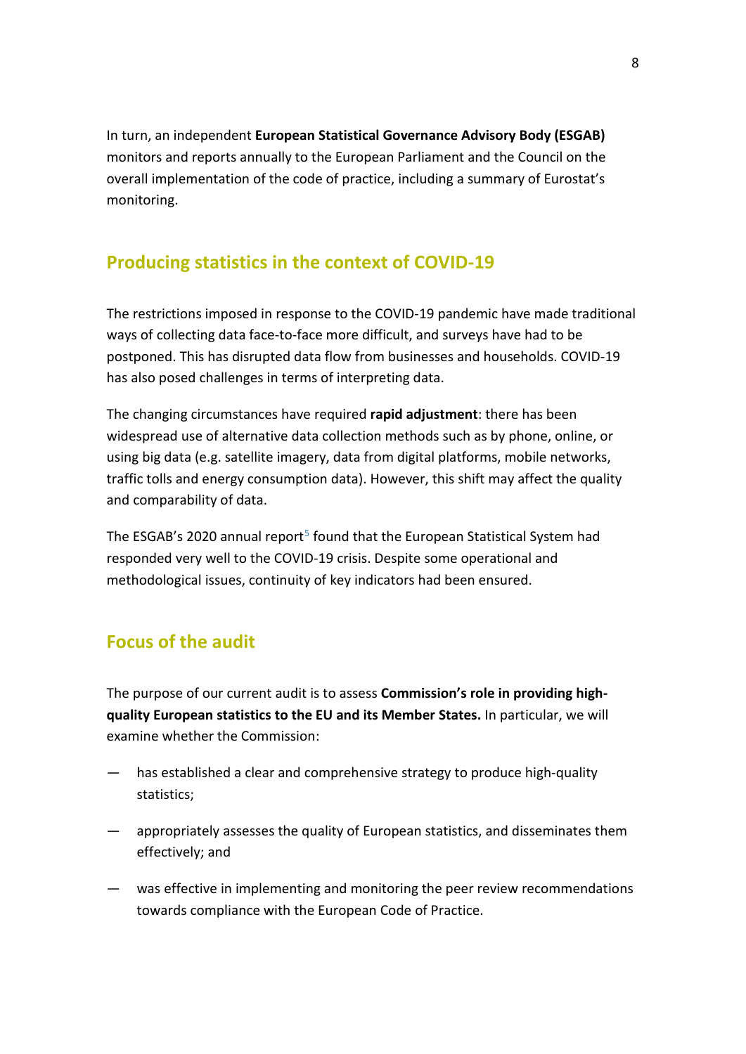In turn, an independent **European Statistical Governance Advisory Body (ESGAB)** monitors and reports annually to the European Parliament and the Council on the overall implementation of the code of practice, including a summary of Eurostat's monitoring.

## Producing statistics in the context of COVID-19

The restrictions imposed in response to the COVID-19 pandemic have made traditional ways of collecting data face-to-face more difficult, and surveys have had to be postponed. This has disrupted data flow from businesses and households. COVID-19 has also posed challenges in terms of interpreting data.

The changing circumstances have required **rapid adjustment**: there has been widespread use of alternative data collection methods such as by phone, online, or using big data (e.g. satellite imagery, data from digital platforms, mobile networks, traffic tolls and energy consumption data). However, this shift may affect the quality and comparability of data.

The ESGAB's 2020 annual report[5] found that the European Statistical System had responded very well to the COVID-19 crisis. Despite some operational and methodological issues, continuity of key indicators had been ensured.

## Focus of the audit

The purpose of our current audit is to assess **Commission's role in providing high-quality European statistics to the EU and its Member States.** In particular, we will examine whether the Commission:

- has established a clear and comprehensive strategy to produce high-quality statistics;
- appropriately assesses the quality of European statistics, and disseminates them effectively; and
- was effective in implementing and monitoring the peer review recommendations towards compliance with the European Code of Practice.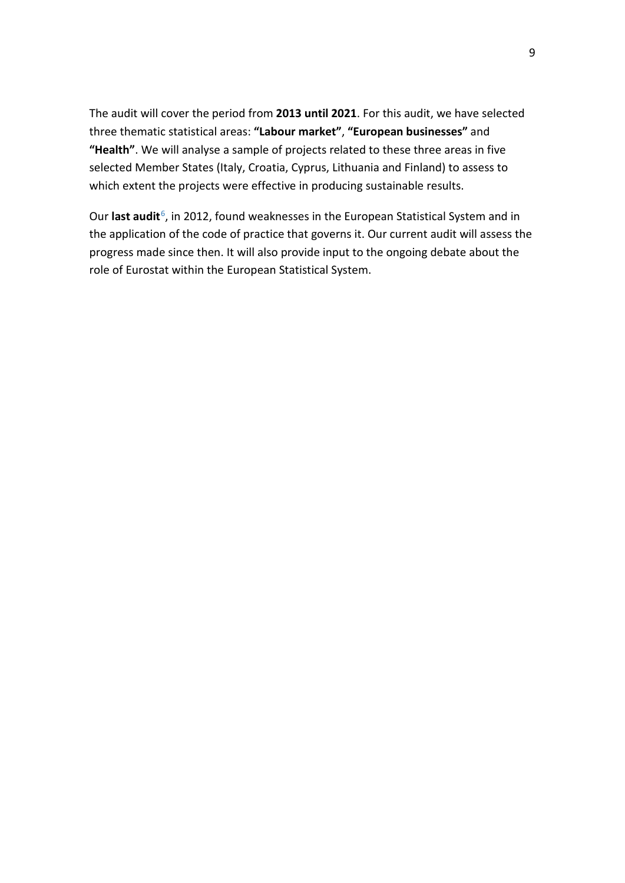The audit will cover the period from **2013 until 2021**. For this audit, we have selected three thematic statistical areas: **"Labour market"**, **"European businesses"** and **"Health"**. We will analyse a sample of projects related to these three areas in five selected Member States (Italy, Croatia, Cyprus, Lithuania and Finland) to assess to which extent the projects were effective in producing sustainable results.

Our **last audit**[6], in 2012, found weaknesses in the European Statistical System and in the application of the code of practice that governs it. Our current audit will assess the progress made since then. It will also provide input to the ongoing debate about the role of Eurostat within the European Statistical System.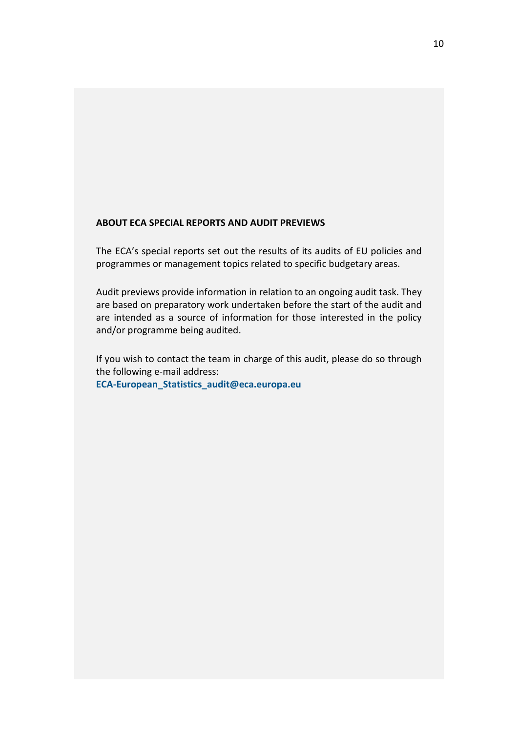**ABOUT ECA SPECIAL REPORTS AND AUDIT PREVIEWS**

The ECA's special reports set out the results of its audits of EU policies and programmes or management topics related to specific budgetary areas.

Audit previews provide information in relation to an ongoing audit task. They are based on preparatory work undertaken before the start of the audit and are intended as a source of information for those interested in the policy and/or programme being audited.

If you wish to contact the team in charge of this audit, please do so through the following e-mail address:
**ECA-European_Statistics_audit@eca.europa.eu**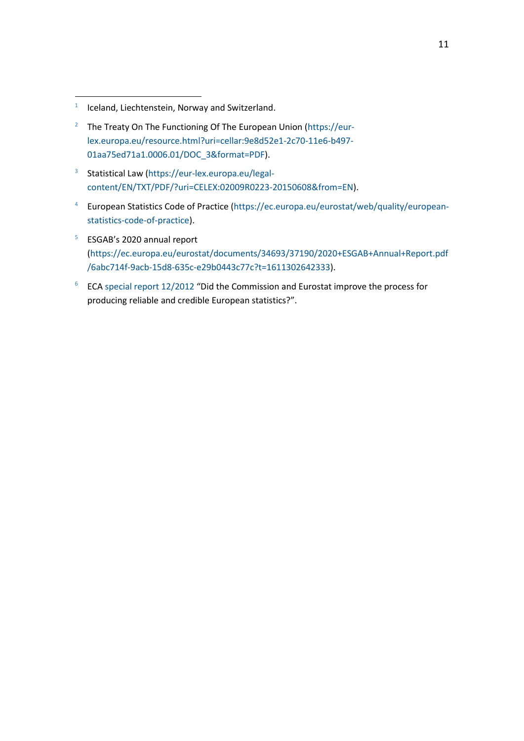[1] Iceland, Liechtenstein, Norway and Switzerland.

[2] The Treaty On The Functioning Of The European Union (https://eur-lex.europa.eu/resource.html?uri=cellar:9e8d52e1-2c70-11e6-b497-01aa75ed71a1.0006.01/DOC_3&format=PDF).

[3] Statistical Law (https://eur-lex.europa.eu/legal-content/EN/TXT/PDF/?uri=CELEX:02009R0223-20150608&from=EN).

[4] European Statistics Code of Practice (https://ec.europa.eu/eurostat/web/quality/european-statistics-code-of-practice).

[5] ESGAB's 2020 annual report (https://ec.europa.eu/eurostat/documents/34693/37190/2020+ESGAB+Annual+Report.pdf/6abc714f-9acb-15d8-635c-e29b0443c77c?t=1611302642333).

[6] ECA special report 12/2012 "Did the Commission and Eurostat improve the process for producing reliable and credible European statistics?".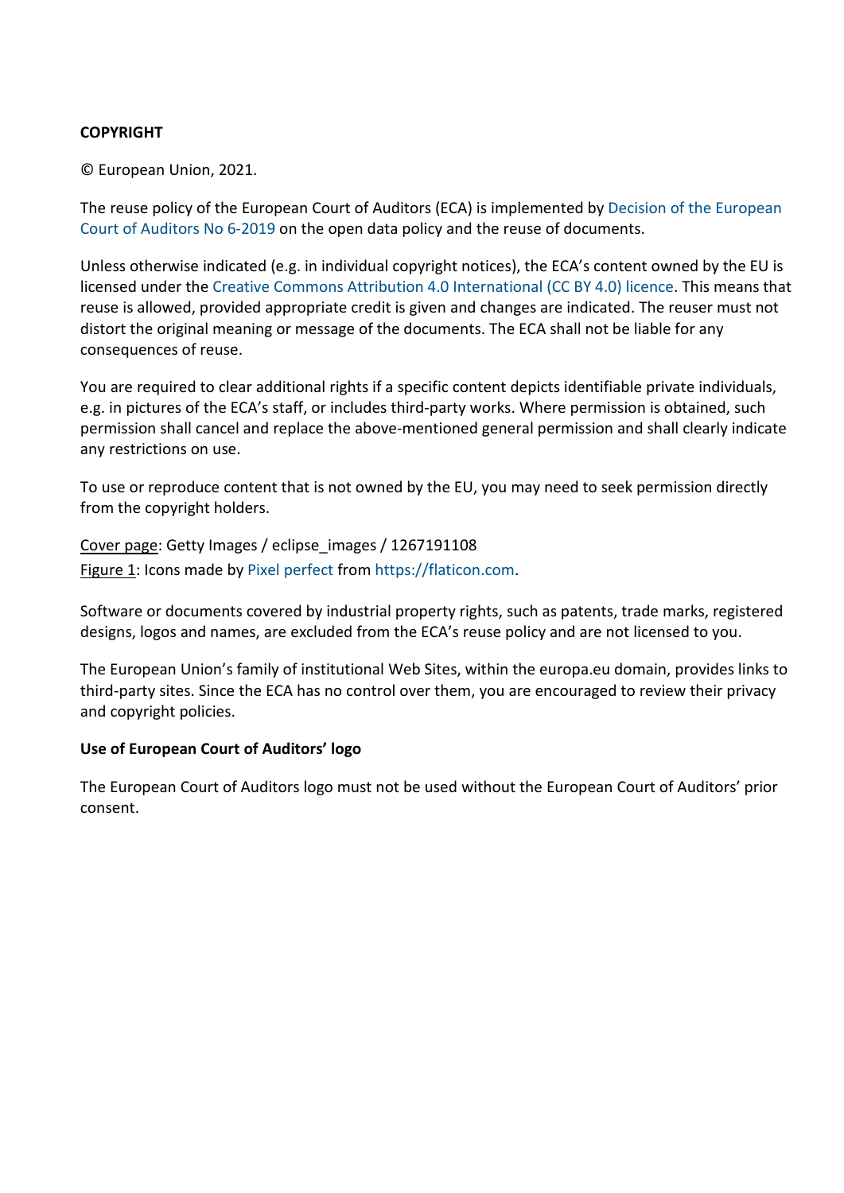**COPYRIGHT**

© European Union, 2021.

The reuse policy of the European Court of Auditors (ECA) is implemented by Decision of the European Court of Auditors No 6-2019 on the open data policy and the reuse of documents.

Unless otherwise indicated (e.g. in individual copyright notices), the ECA's content owned by the EU is licensed under the Creative Commons Attribution 4.0 International (CC BY 4.0) licence. This means that reuse is allowed, provided appropriate credit is given and changes are indicated. The reuser must not distort the original meaning or message of the documents. The ECA shall not be liable for any consequences of reuse.

You are required to clear additional rights if a specific content depicts identifiable private individuals, e.g. in pictures of the ECA's staff, or includes third-party works. Where permission is obtained, such permission shall cancel and replace the above-mentioned general permission and shall clearly indicate any restrictions on use.

To use or reproduce content that is not owned by the EU, you may need to seek permission directly from the copyright holders.

Cover page: Getty Images / eclipse_images / 1267191108
Figure 1: Icons made by Pixel perfect from https://flaticon.com.

Software or documents covered by industrial property rights, such as patents, trade marks, registered designs, logos and names, are excluded from the ECA's reuse policy and are not licensed to you.

The European Union's family of institutional Web Sites, within the europa.eu domain, provides links to third-party sites. Since the ECA has no control over them, you are encouraged to review their privacy and copyright policies.

**Use of European Court of Auditors' logo**

The European Court of Auditors logo must not be used without the European Court of Auditors' prior consent.